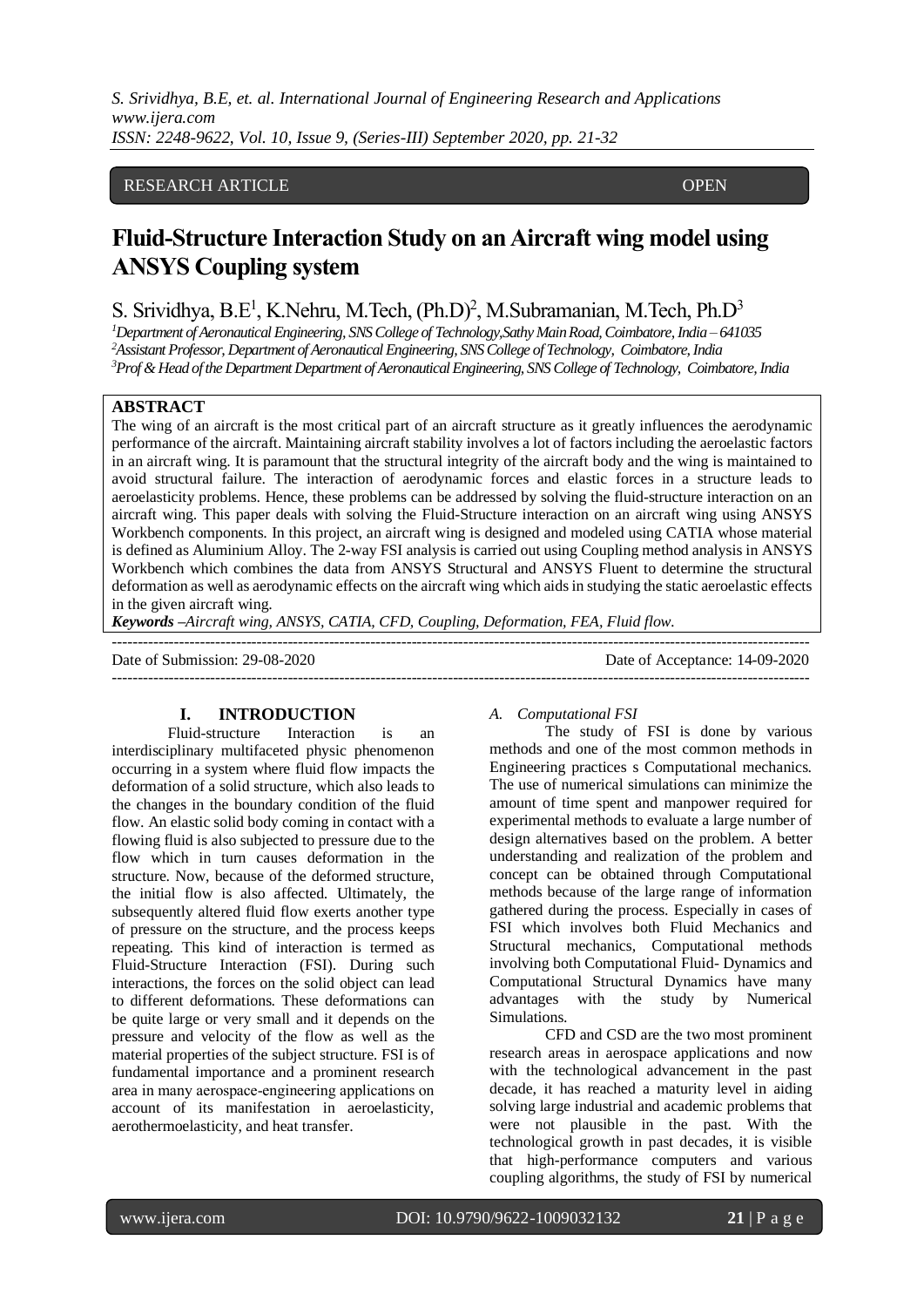RESEARCH ARTICLE OPEN

# Fluid-Structure Interaction Study on an Aircraft wing model using ANSYS Coupling system

S. Srividhya, B.E[1], K.Nehru, M.Tech, (Ph.D)[2], M.Subramanian, M.Tech, Ph.D[3]

[1]Department of Aeronautical Engineering, SNS College of Technology,Sathy Main Road, Coimbatore, India – 641035
[2]Assistant Professor, Department of Aeronautical Engineering, SNS College of Technology, Coimbatore, India
[3]Prof & Head of the Department Department of Aeronautical Engineering, SNS College of Technology, Coimbatore, India

## ABSTRACT

The wing of an aircraft is the most critical part of an aircraft structure as it greatly influences the aerodynamic performance of the aircraft. Maintaining aircraft stability involves a lot of factors including the aeroelastic factors in an aircraft wing. It is paramount that the structural integrity of the aircraft body and the wing is maintained to avoid structural failure. The interaction of aerodynamic forces and elastic forces in a structure leads to aeroelasticity problems. Hence, these problems can be addressed by solving the fluid-structure interaction on an aircraft wing. This paper deals with solving the Fluid-Structure interaction on an aircraft wing using ANSYS Workbench components. In this project, an aircraft wing is designed and modeled using CATIA whose material is defined as Aluminium Alloy. The 2-way FSI analysis is carried out using Coupling method analysis in ANSYS Workbench which combines the data from ANSYS Structural and ANSYS Fluent to determine the structural deformation as well as aerodynamic effects on the aircraft wing which aids in studying the static aeroelastic effects in the given aircraft wing.

***Keywords** –Aircraft wing, ANSYS, CATIA, CFD, Coupling, Deformation, FEA, Fluid flow.*

Date of Submission: 29-08-2020 Date of Acceptance: 14-09-2020

## I. INTRODUCTION

Fluid-structure Interaction is an interdisciplinary multifaceted physic phenomenon occurring in a system where fluid flow impacts the deformation of a solid structure, which also leads to the changes in the boundary condition of the fluid flow. An elastic solid body coming in contact with a flowing fluid is also subjected to pressure due to the flow which in turn causes deformation in the structure. Now, because of the deformed structure, the initial flow is also affected. Ultimately, the subsequently altered fluid flow exerts another type of pressure on the structure, and the process keeps repeating. This kind of interaction is termed as Fluid-Structure Interaction (FSI). During such interactions, the forces on the solid object can lead to different deformations. These deformations can be quite large or very small and it depends on the pressure and velocity of the flow as well as the material properties of the subject structure. FSI is of fundamental importance and a prominent research area in many aerospace-engineering applications on account of its manifestation in aeroelasticity, aerothermoelasticity, and heat transfer.

### *A. Computational FSI*

The study of FSI is done by various methods and one of the most common methods in Engineering practices s Computational mechanics. The use of numerical simulations can minimize the amount of time spent and manpower required for experimental methods to evaluate a large number of design alternatives based on the problem. A better understanding and realization of the problem and concept can be obtained through Computational methods because of the large range of information gathered during the process. Especially in cases of FSI which involves both Fluid Mechanics and Structural mechanics, Computational methods involving both Computational Fluid- Dynamics and Computational Structural Dynamics have many advantages with the study by Numerical Simulations.

CFD and CSD are the two most prominent research areas in aerospace applications and now with the technological advancement in the past decade, it has reached a maturity level in aiding solving large industrial and academic problems that were not plausible in the past. With the technological growth in past decades, it is visible that high-performance computers and various coupling algorithms, the study of FSI by numerical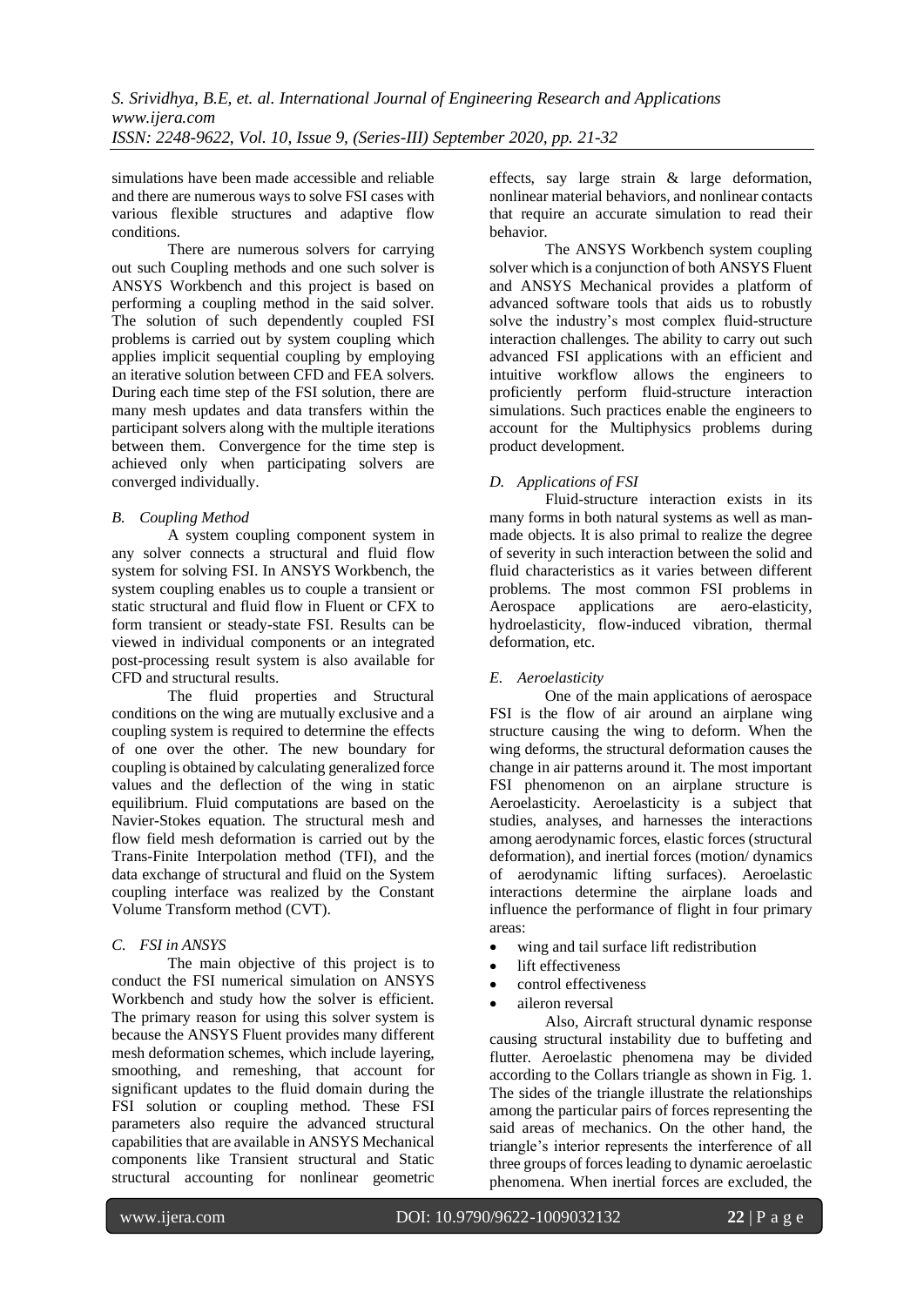simulations have been made accessible and reliable and there are numerous ways to solve FSI cases with various flexible structures and adaptive flow conditions.

There are numerous solvers for carrying out such Coupling methods and one such solver is ANSYS Workbench and this project is based on performing a coupling method in the said solver. The solution of such dependently coupled FSI problems is carried out by system coupling which applies implicit sequential coupling by employing an iterative solution between CFD and FEA solvers. During each time step of the FSI solution, there are many mesh updates and data transfers within the participant solvers along with the multiple iterations between them. Convergence for the time step is achieved only when participating solvers are converged individually.

### *B. Coupling Method*

A system coupling component system in any solver connects a structural and fluid flow system for solving FSI. In ANSYS Workbench, the system coupling enables us to couple a transient or static structural and fluid flow in Fluent or CFX to form transient or steady-state FSI. Results can be viewed in individual components or an integrated post-processing result system is also available for CFD and structural results.

The fluid properties and Structural conditions on the wing are mutually exclusive and a coupling system is required to determine the effects of one over the other. The new boundary for coupling is obtained by calculating generalized force values and the deflection of the wing in static equilibrium. Fluid computations are based on the Navier-Stokes equation. The structural mesh and flow field mesh deformation is carried out by the Trans-Finite Interpolation method (TFI), and the data exchange of structural and fluid on the System coupling interface was realized by the Constant Volume Transform method (CVT).

### *C. FSI in ANSYS*

The main objective of this project is to conduct the FSI numerical simulation on ANSYS Workbench and study how the solver is efficient. The primary reason for using this solver system is because the ANSYS Fluent provides many different mesh deformation schemes, which include layering, smoothing, and remeshing, that account for significant updates to the fluid domain during the FSI solution or coupling method. These FSI parameters also require the advanced structural capabilities that are available in ANSYS Mechanical components like Transient structural and Static structural accounting for nonlinear geometric effects, say large strain & large deformation, nonlinear material behaviors, and nonlinear contacts that require an accurate simulation to read their behavior.

The ANSYS Workbench system coupling solver which is a conjunction of both ANSYS Fluent and ANSYS Mechanical provides a platform of advanced software tools that aids us to robustly solve the industry's most complex fluid-structure interaction challenges. The ability to carry out such advanced FSI applications with an efficient and intuitive workflow allows the engineers to proficiently perform fluid-structure interaction simulations. Such practices enable the engineers to account for the Multiphysics problems during product development.

### *D. Applications of FSI*

Fluid-structure interaction exists in its many forms in both natural systems as well as man-made objects. It is also primal to realize the degree of severity in such interaction between the solid and fluid characteristics as it varies between different problems. The most common FSI problems in Aerospace applications are aero-elasticity, hydroelasticity, flow-induced vibration, thermal deformation, etc.

### *E. Aeroelasticity*

One of the main applications of aerospace FSI is the flow of air around an airplane wing structure causing the wing to deform. When the wing deforms, the structural deformation causes the change in air patterns around it. The most important FSI phenomenon on an airplane structure is Aeroelasticity. Aeroelasticity is a subject that studies, analyses, and harnesses the interactions among aerodynamic forces, elastic forces (structural deformation), and inertial forces (motion/ dynamics of aerodynamic lifting surfaces). Aeroelastic interactions determine the airplane loads and influence the performance of flight in four primary areas:

- wing and tail surface lift redistribution
- lift effectiveness
- control effectiveness
- aileron reversal

Also, Aircraft structural dynamic response causing structural instability due to buffeting and flutter. Aeroelastic phenomena may be divided according to the Collars triangle as shown in Fig. 1. The sides of the triangle illustrate the relationships among the particular pairs of forces representing the said areas of mechanics. On the other hand, the triangle's interior represents the interference of all three groups of forces leading to dynamic aeroelastic phenomena. When inertial forces are excluded, the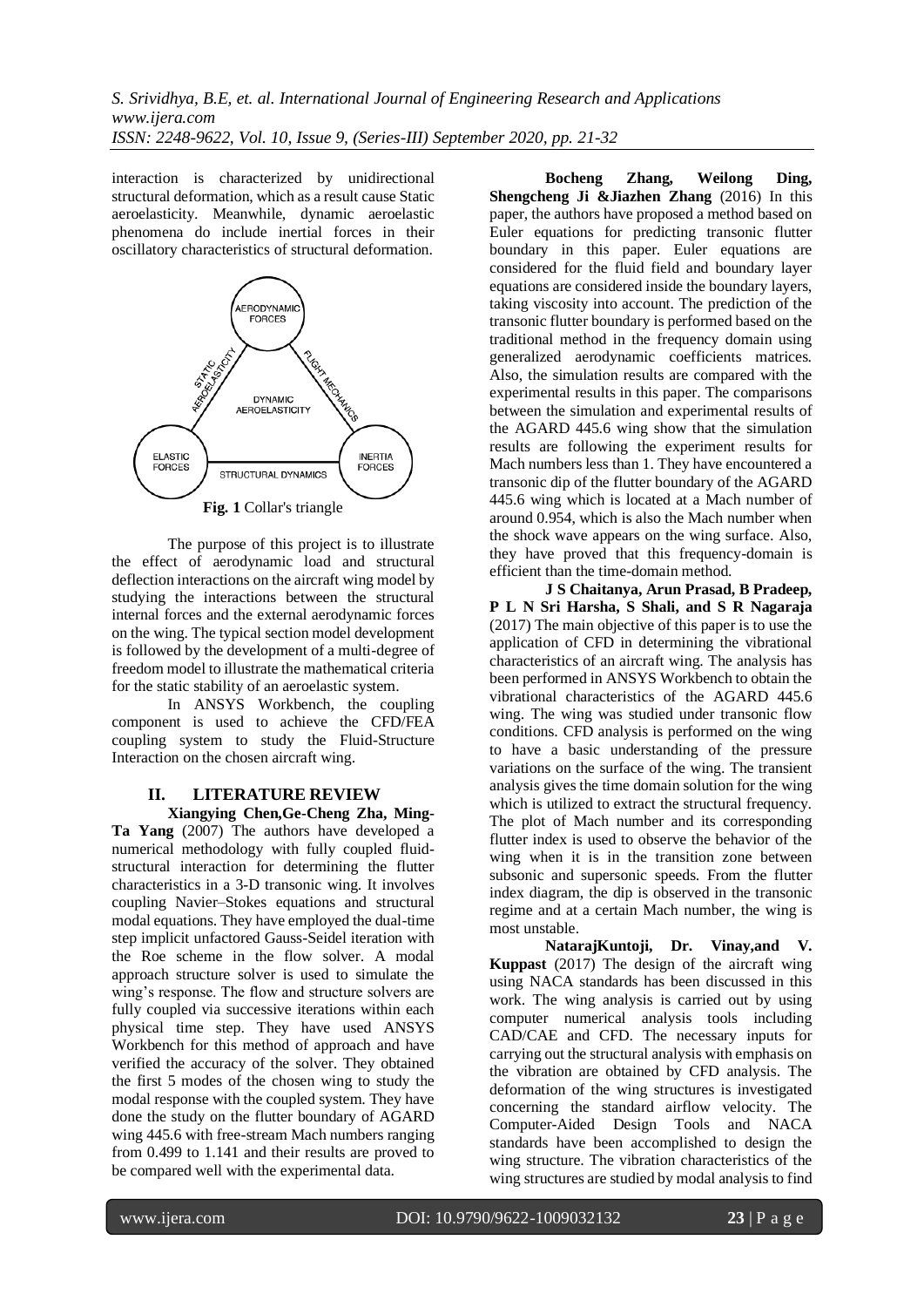interaction is characterized by unidirectional structural deformation, which as a result cause Static aeroelasticity. Meanwhile, dynamic aeroelastic phenomena do include inertial forces in their oscillatory characteristics of structural deformation.

**Fig. 1** Collar's triangle

The purpose of this project is to illustrate the effect of aerodynamic load and structural deflection interactions on the aircraft wing model by studying the interactions between the structural internal forces and the external aerodynamic forces on the wing. The typical section model development is followed by the development of a multi-degree of freedom model to illustrate the mathematical criteria for the static stability of an aeroelastic system.

In ANSYS Workbench, the coupling component is used to achieve the CFD/FEA coupling system to study the Fluid-Structure Interaction on the chosen aircraft wing.

## II. LITERATURE REVIEW

**Xiangying Chen,Ge-Cheng Zha, Ming-Ta Yang** (2007) The authors have developed a numerical methodology with fully coupled fluid-structural interaction for determining the flutter characteristics in a 3-D transonic wing. It involves coupling Navier–Stokes equations and structural modal equations. They have employed the dual-time step implicit unfactored Gauss-Seidel iteration with the Roe scheme in the flow solver. A modal approach structure solver is used to simulate the wing's response. The flow and structure solvers are fully coupled via successive iterations within each physical time step. They have used ANSYS Workbench for this method of approach and have verified the accuracy of the solver. They obtained the first 5 modes of the chosen wing to study the modal response with the coupled system. They have done the study on the flutter boundary of AGARD wing 445.6 with free-stream Mach numbers ranging from 0.499 to 1.141 and their results are proved to be compared well with the experimental data.

**Bocheng Zhang, Weilong Ding, Shengcheng Ji &Jiazhen Zhang** (2016) In this paper, the authors have proposed a method based on Euler equations for predicting transonic flutter boundary in this paper. Euler equations are considered for the fluid field and boundary layer equations are considered inside the boundary layers, taking viscosity into account. The prediction of the transonic flutter boundary is performed based on the traditional method in the frequency domain using generalized aerodynamic coefficients matrices. Also, the simulation results are compared with the experimental results in this paper. The comparisons between the simulation and experimental results of the AGARD 445.6 wing show that the simulation results are following the experiment results for Mach numbers less than 1. They have encountered a transonic dip of the flutter boundary of the AGARD 445.6 wing which is located at a Mach number of around 0.954, which is also the Mach number when the shock wave appears on the wing surface. Also, they have proved that this frequency-domain is efficient than the time-domain method.

**J S Chaitanya, Arun Prasad, B Pradeep, P L N Sri Harsha, S Shali, and S R Nagaraja** (2017) The main objective of this paper is to use the application of CFD in determining the vibrational characteristics of an aircraft wing. The analysis has been performed in ANSYS Workbench to obtain the vibrational characteristics of the AGARD 445.6 wing. The wing was studied under transonic flow conditions. CFD analysis is performed on the wing to have a basic understanding of the pressure variations on the surface of the wing. The transient analysis gives the time domain solution for the wing which is utilized to extract the structural frequency. The plot of Mach number and its corresponding flutter index is used to observe the behavior of the wing when it is in the transition zone between subsonic and supersonic speeds. From the flutter index diagram, the dip is observed in the transonic regime and at a certain Mach number, the wing is most unstable.

**NatarajKuntoji, Dr. Vinay,and V. Kuppast** (2017) The design of the aircraft wing using NACA standards has been discussed in this work. The wing analysis is carried out by using computer numerical analysis tools including CAD/CAE and CFD. The necessary inputs for carrying out the structural analysis with emphasis on the vibration are obtained by CFD analysis. The deformation of the wing structures is investigated concerning the standard airflow velocity. The Computer-Aided Design Tools and NACA standards have been accomplished to design the wing structure. The vibration characteristics of the wing structures are studied by modal analysis to find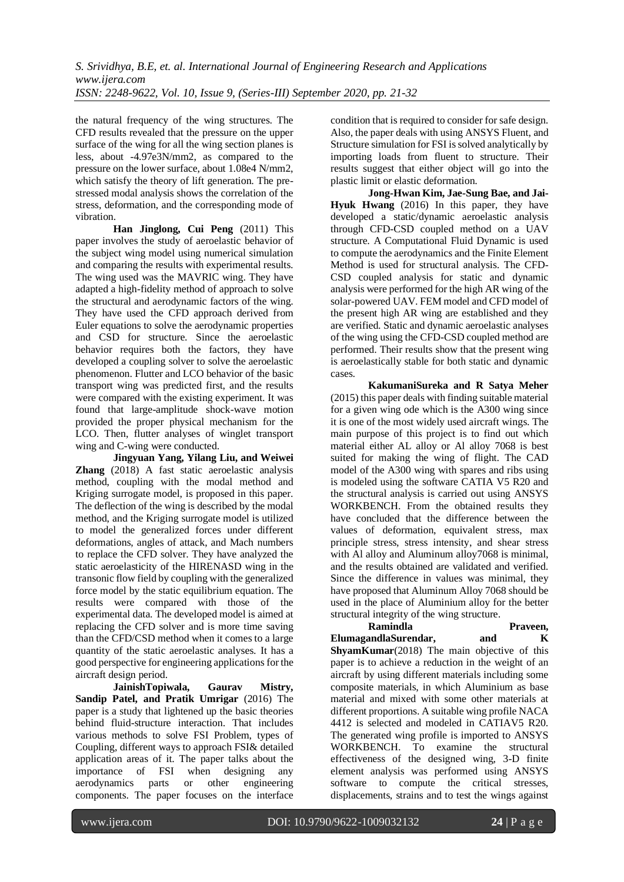the natural frequency of the wing structures. The CFD results revealed that the pressure on the upper surface of the wing for all the wing section planes is less, about -4.97e3N/mm2, as compared to the pressure on the lower surface, about 1.08e4 N/mm2, which satisfy the theory of lift generation. The pre-stressed modal analysis shows the correlation of the stress, deformation, and the corresponding mode of vibration.

**Han Jinglong, Cui Peng** (2011) This paper involves the study of aeroelastic behavior of the subject wing model using numerical simulation and comparing the results with experimental results. The wing used was the MAVRIC wing. They have adapted a high-fidelity method of approach to solve the structural and aerodynamic factors of the wing. They have used the CFD approach derived from Euler equations to solve the aerodynamic properties and CSD for structure. Since the aeroelastic behavior requires both the factors, they have developed a coupling solver to solve the aeroelastic phenomenon. Flutter and LCO behavior of the basic transport wing was predicted first, and the results were compared with the existing experiment. It was found that large-amplitude shock-wave motion provided the proper physical mechanism for the LCO. Then, flutter analyses of winglet transport wing and C-wing were conducted.

**Jingyuan Yang, Yilang Liu, and Weiwei Zhang** (2018) A fast static aeroelastic analysis method, coupling with the modal method and Kriging surrogate model, is proposed in this paper. The deflection of the wing is described by the modal method, and the Kriging surrogate model is utilized to model the generalized forces under different deformations, angles of attack, and Mach numbers to replace the CFD solver. They have analyzed the static aeroelasticity of the HIRENASD wing in the transonic flow field by coupling with the generalized force model by the static equilibrium equation. The results were compared with those of the experimental data. The developed model is aimed at replacing the CFD solver and is more time saving than the CFD/CSD method when it comes to a large quantity of the static aeroelastic analyses. It has a good perspective for engineering applications for the aircraft design period.

**JainishTopiwala, Gaurav Mistry, Sandip Patel, and Pratik Umrigar** (2016) The paper is a study that lightened up the basic theories behind fluid-structure interaction. That includes various methods to solve FSI Problem, types of Coupling, different ways to approach FSI& detailed application areas of it. The paper talks about the importance of FSI when designing any aerodynamics parts or other engineering components. The paper focuses on the interface condition that is required to consider for safe design. Also, the paper deals with using ANSYS Fluent, and Structure simulation for FSI is solved analytically by importing loads from fluent to structure. Their results suggest that either object will go into the plastic limit or elastic deformation.

**Jong-Hwan Kim, Jae-Sung Bae, and Jai-Hyuk Hwang** (2016) In this paper, they have developed a static/dynamic aeroelastic analysis through CFD-CSD coupled method on a UAV structure. A Computational Fluid Dynamic is used to compute the aerodynamics and the Finite Element Method is used for structural analysis. The CFD-CSD coupled analysis for static and dynamic analysis were performed for the high AR wing of the solar-powered UAV. FEM model and CFD model of the present high AR wing are established and they are verified. Static and dynamic aeroelastic analyses of the wing using the CFD-CSD coupled method are performed. Their results show that the present wing is aeroelastically stable for both static and dynamic cases.

**KakumaniSureka and R Satya Meher** (2015) this paper deals with finding suitable material for a given wing ode which is the A300 wing since it is one of the most widely used aircraft wings. The main purpose of this project is to find out which material either AL alloy or Al alloy 7068 is best suited for making the wing of flight. The CAD model of the A300 wing with spares and ribs using is modeled using the software CATIA V5 R20 and the structural analysis is carried out using ANSYS WORKBENCH. From the obtained results they have concluded that the difference between the values of deformation, equivalent stress, max principle stress, stress intensity, and shear stress with Al alloy and Aluminum alloy7068 is minimal, and the results obtained are validated and verified. Since the difference in values was minimal, they have proposed that Aluminum Alloy 7068 should be used in the place of Aluminium alloy for the better structural integrity of the wing structure.

**Ramindla Praveen, ElumagandlaSurendar, and K ShyamKumar**(2018) The main objective of this paper is to achieve a reduction in the weight of an aircraft by using different materials including some composite materials, in which Aluminium as base material and mixed with some other materials at different proportions. A suitable wing profile NACA 4412 is selected and modeled in CATIAV5 R20. The generated wing profile is imported to ANSYS WORKBENCH. To examine the structural effectiveness of the designed wing, 3-D finite element analysis was performed using ANSYS software to compute the critical stresses, displacements, strains and to test the wings against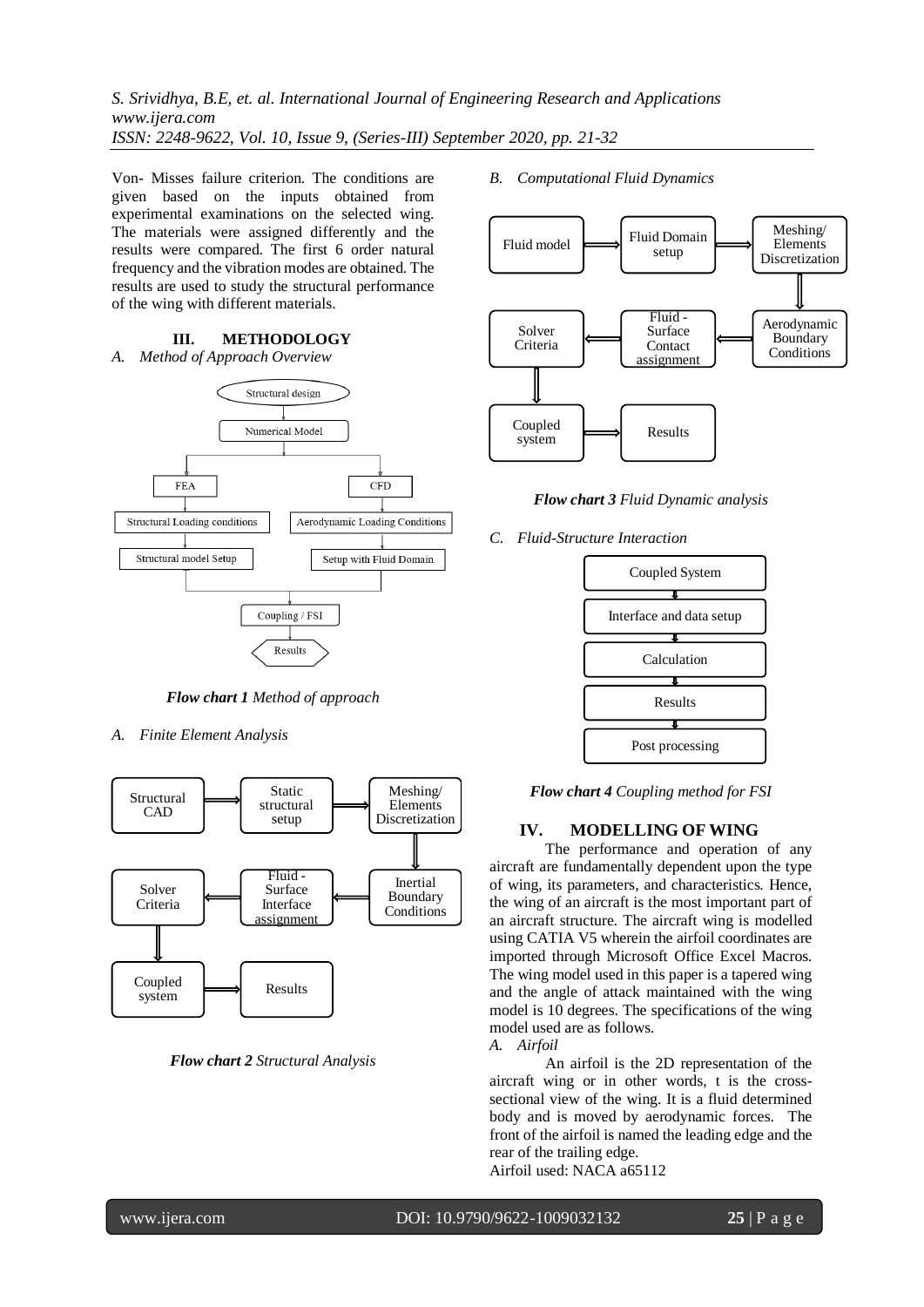Von- Misses failure criterion. The conditions are given based on the inputs obtained from experimental examinations on the selected wing. The materials were assigned differently and the results were compared. The first 6 order natural frequency and the vibration modes are obtained. The results are used to study the structural performance of the wing with different materials.

## III. METHODOLOGY

*A. Method of Approach Overview*

Structural design → Numerical Model → FEA / CFD

FEA → Structural Loading conditions → Structural model Setup

CFD → Aerodynamic Loading Conditions → Setup with Fluid Domain

→ Coupling / FSI → Results

***Flow chart 1*** *Method of approach*

*A. Finite Element Analysis*

Structural CAD → Static structural setup → Meshing/ Elements Discretization → Inertial Boundary Conditions → Fluid - Surface Interface assignment → Solver Criteria → Coupled system → Results

***Flow chart 2*** *Structural Analysis*

*B. Computational Fluid Dynamics*

Fluid model → Fluid Domain setup → Meshing/ Elements Discretization → Aerodynamic Boundary Conditions → Fluid - Surface Contact assignment → Solver Criteria → Coupled system → Results

***Flow chart 3*** *Fluid Dynamic analysis*

*C. Fluid-Structure Interaction*

Coupled System → Interface and data setup → Calculation → Results → Post processing

***Flow chart 4*** *Coupling method for FSI*

## IV. MODELLING OF WING

The performance and operation of any aircraft are fundamentally dependent upon the type of wing, its parameters, and characteristics. Hence, the wing of an aircraft is the most important part of an aircraft structure. The aircraft wing is modelled using CATIA V5 wherein the airfoil coordinates are imported through Microsoft Office Excel Macros. The wing model used in this paper is a tapered wing and the angle of attack maintained with the wing model is 10 degrees. The specifications of the wing model used are as follows.

*A. Airfoil*

An airfoil is the 2D representation of the aircraft wing or in other words, t is the cross-sectional view of the wing. It is a fluid determined body and is moved by aerodynamic forces. The front of the airfoil is named the leading edge and the rear of the trailing edge.

Airfoil used: NACA a65112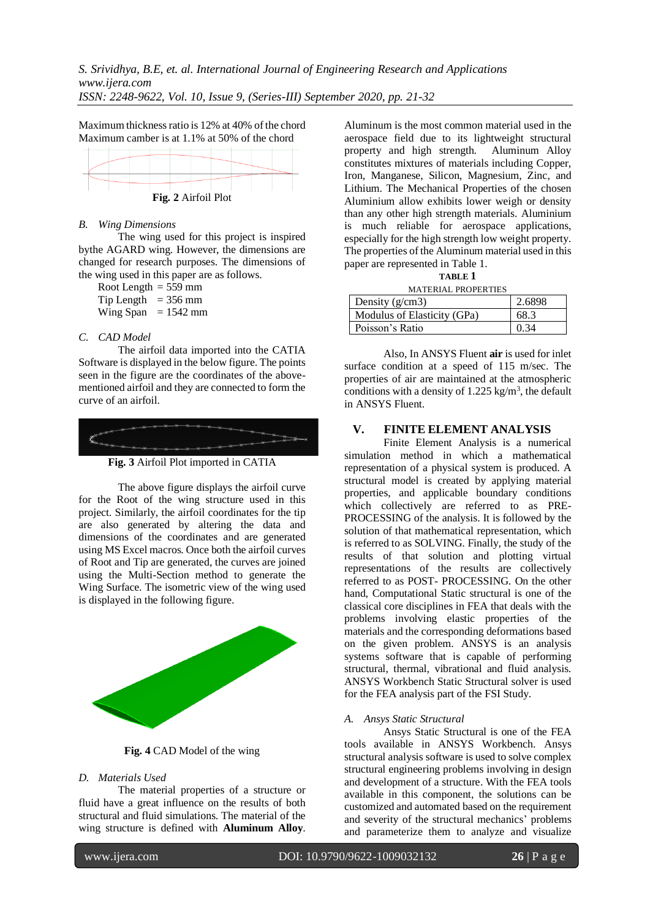Maximum thickness ratio is 12% at 40% of the chord
Maximum camber is at 1.1% at 50% of the chord

**Fig. 2** Airfoil Plot

### *B. Wing Dimensions*

The wing used for this project is inspired bythe AGARD wing. However, the dimensions are changed for research purposes. The dimensions of the wing used in this paper are as follows.

Root Length = 559 mm
Tip Length = 356 mm
Wing Span = 1542 mm

### *C. CAD Model*

The airfoil data imported into the CATIA Software is displayed in the below figure. The points seen in the figure are the coordinates of the above-mentioned airfoil and they are connected to form the curve of an airfoil.

**Fig. 3** Airfoil Plot imported in CATIA

The above figure displays the airfoil curve for the Root of the wing structure used in this project. Similarly, the airfoil coordinates for the tip are also generated by altering the data and dimensions of the coordinates and are generated using MS Excel macros. Once both the airfoil curves of Root and Tip are generated, the curves are joined using the Multi-Section method to generate the Wing Surface. The isometric view of the wing used is displayed in the following figure.

**Fig. 4** CAD Model of the wing

### *D. Materials Used*

The material properties of a structure or fluid have a great influence on the results of both structural and fluid simulations. The material of the wing structure is defined with **Aluminum Alloy**. Aluminum is the most common material used in the aerospace field due to its lightweight structural property and high strength. Aluminum Alloy constitutes mixtures of materials including Copper, Iron, Manganese, Silicon, Magnesium, Zinc, and Lithium. The Mechanical Properties of the chosen Aluminium allow exhibits lower weigh or density than any other high strength materials. Aluminium is much reliable for aerospace applications, especially for the high strength low weight property. The properties of the Aluminum material used in this paper are represented in Table 1.

**TABLE 1**
MATERIAL PROPERTIES

| Property | Value |
|---|---|
| Density (g/cm3) | 2.6898 |
| Modulus of Elasticity (GPa) | 68.3 |
| Poisson's Ratio | 0.34 |

Also, In ANSYS Fluent **air** is used for inlet surface condition at a speed of 115 m/sec. The properties of air are maintained at the atmospheric conditions with a density of 1.225 $kg/m^3$, the default in ANSYS Fluent.

## V. FINITE ELEMENT ANALYSIS

Finite Element Analysis is a numerical simulation method in which a mathematical representation of a physical system is produced. A structural model is created by applying material properties, and applicable boundary conditions which collectively are referred to as PRE-PROCESSING of the analysis. It is followed by the solution of that mathematical representation, which is referred to as SOLVING. Finally, the study of the results of that solution and plotting virtual representations of the results are collectively referred to as POST- PROCESSING. On the other hand, Computational Static structural is one of the classical core disciplines in FEA that deals with the problems involving elastic properties of the materials and the corresponding deformations based on the given problem. ANSYS is an analysis systems software that is capable of performing structural, thermal, vibrational and fluid analysis. ANSYS Workbench Static Structural solver is used for the FEA analysis part of the FSI Study.

### *A. Ansys Static Structural*

Ansys Static Structural is one of the FEA tools available in ANSYS Workbench. Ansys structural analysis software is used to solve complex structural engineering problems involving in design and development of a structure. With the FEA tools available in this component, the solutions can be customized and automated based on the requirement and severity of the structural mechanics' problems and parameterize them to analyze and visualize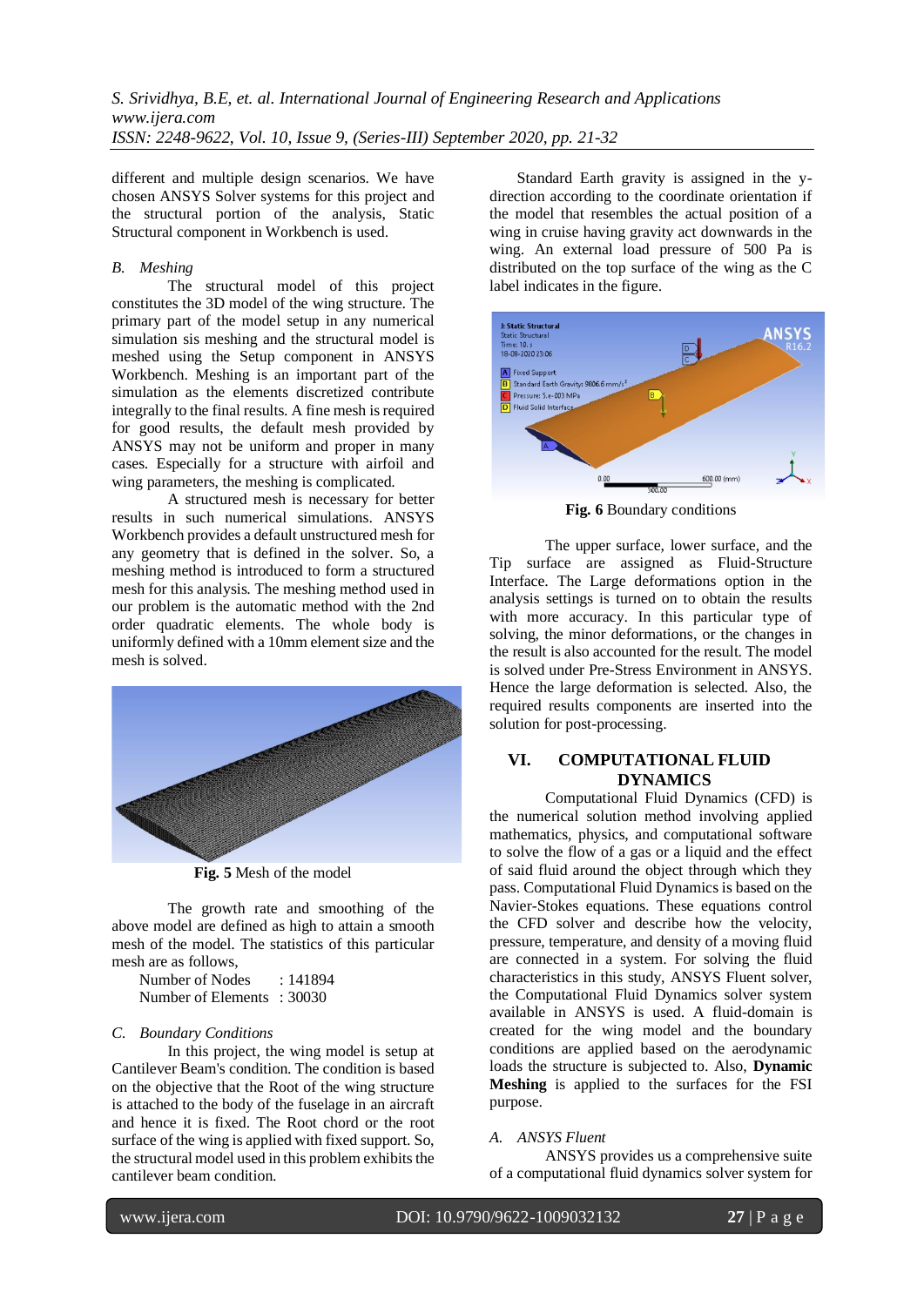different and multiple design scenarios. We have chosen ANSYS Solver systems for this project and the structural portion of the analysis, Static Structural component in Workbench is used.

### *B. Meshing*

The structural model of this project constitutes the 3D model of the wing structure. The primary part of the model setup in any numerical simulation sis meshing and the structural model is meshed using the Setup component in ANSYS Workbench. Meshing is an important part of the simulation as the elements discretized contribute integrally to the final results. A fine mesh is required for good results, the default mesh provided by ANSYS may not be uniform and proper in many cases. Especially for a structure with airfoil and wing parameters, the meshing is complicated.

A structured mesh is necessary for better results in such numerical simulations. ANSYS Workbench provides a default unstructured mesh for any geometry that is defined in the solver. So, a meshing method is introduced to form a structured mesh for this analysis. The meshing method used in our problem is the automatic method with the 2nd order quadratic elements. The whole body is uniformly defined with a 10mm element size and the mesh is solved.

**Fig. 5** Mesh of the model

The growth rate and smoothing of the above model are defined as high to attain a smooth mesh of the model. The statistics of this particular mesh are as follows,

Number of Nodes : 141894
Number of Elements : 30030

### *C. Boundary Conditions*

In this project, the wing model is setup at Cantilever Beam's condition. The condition is based on the objective that the Root of the wing structure is attached to the body of the fuselage in an aircraft and hence it is fixed. The Root chord or the root surface of the wing is applied with fixed support. So, the structural model used in this problem exhibits the cantilever beam condition.

Standard Earth gravity is assigned in the y-direction according to the coordinate orientation if the model that resembles the actual position of a wing in cruise having gravity act downwards in the wing. An external load pressure of 500 Pa is distributed on the top surface of the wing as the C label indicates in the figure.

**Fig. 6** Boundary conditions

The upper surface, lower surface, and the Tip surface are assigned as Fluid-Structure Interface. The Large deformations option in the analysis settings is turned on to obtain the results with more accuracy. In this particular type of solving, the minor deformations, or the changes in the result is also accounted for the result. The model is solved under Pre-Stress Environment in ANSYS. Hence the large deformation is selected. Also, the required results components are inserted into the solution for post-processing.

## VI. COMPUTATIONAL FLUID DYNAMICS

Computational Fluid Dynamics (CFD) is the numerical solution method involving applied mathematics, physics, and computational software to solve the flow of a gas or a liquid and the effect of said fluid around the object through which they pass. Computational Fluid Dynamics is based on the Navier-Stokes equations. These equations control the CFD solver and describe how the velocity, pressure, temperature, and density of a moving fluid are connected in a system. For solving the fluid characteristics in this study, ANSYS Fluent solver, the Computational Fluid Dynamics solver system available in ANSYS is used. A fluid-domain is created for the wing model and the boundary conditions are applied based on the aerodynamic loads the structure is subjected to. Also, **Dynamic Meshing** is applied to the surfaces for the FSI purpose.

### *A. ANSYS Fluent*

ANSYS provides us a comprehensive suite of a computational fluid dynamics solver system for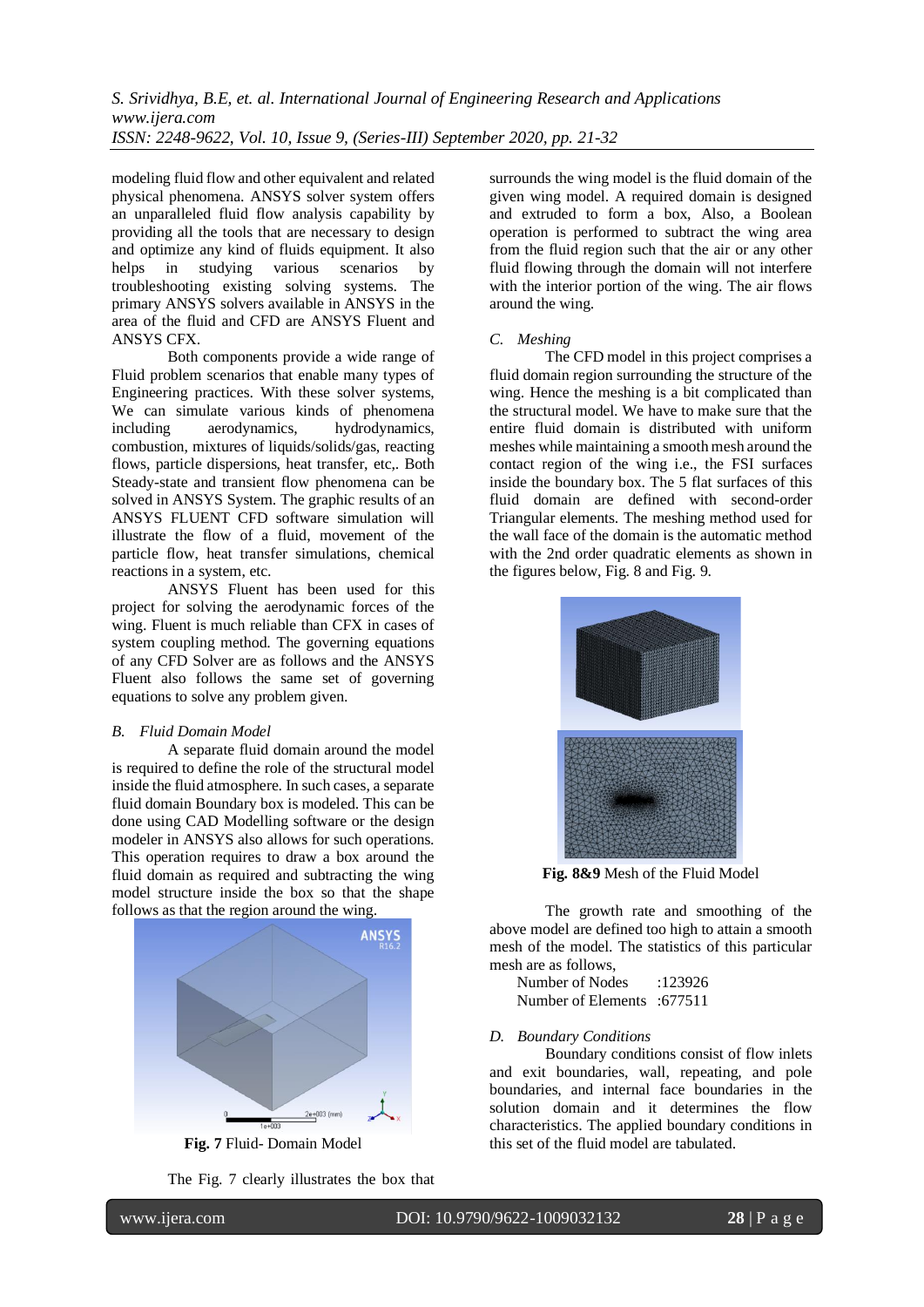modeling fluid flow and other equivalent and related physical phenomena. ANSYS solver system offers an unparalleled fluid flow analysis capability by providing all the tools that are necessary to design and optimize any kind of fluids equipment. It also helps in studying various scenarios by troubleshooting existing solving systems. The primary ANSYS solvers available in ANSYS in the area of the fluid and CFD are ANSYS Fluent and ANSYS CFX.

Both components provide a wide range of Fluid problem scenarios that enable many types of Engineering practices. With these solver systems, We can simulate various kinds of phenomena including aerodynamics, hydrodynamics, combustion, mixtures of liquids/solids/gas, reacting flows, particle dispersions, heat transfer, etc,. Both Steady-state and transient flow phenomena can be solved in ANSYS System. The graphic results of an ANSYS FLUENT CFD software simulation will illustrate the flow of a fluid, movement of the particle flow, heat transfer simulations, chemical reactions in a system, etc.

ANSYS Fluent has been used for this project for solving the aerodynamic forces of the wing. Fluent is much reliable than CFX in cases of system coupling method. The governing equations of any CFD Solver are as follows and the ANSYS Fluent also follows the same set of governing equations to solve any problem given.

### *B. Fluid Domain Model*

A separate fluid domain around the model is required to define the role of the structural model inside the fluid atmosphere. In such cases, a separate fluid domain Boundary box is modeled. This can be done using CAD Modelling software or the design modeler in ANSYS also allows for such operations. This operation requires to draw a box around the fluid domain as required and subtracting the wing model structure inside the box so that the shape follows as that the region around the wing.

**Fig. 7** Fluid- Domain Model

The Fig. 7 clearly illustrates the box that surrounds the wing model is the fluid domain of the given wing model. A required domain is designed and extruded to form a box, Also, a Boolean operation is performed to subtract the wing area from the fluid region such that the air or any other fluid flowing through the domain will not interfere with the interior portion of the wing. The air flows around the wing.

### *C. Meshing*

The CFD model in this project comprises a fluid domain region surrounding the structure of the wing. Hence the meshing is a bit complicated than the structural model. We have to make sure that the entire fluid domain is distributed with uniform meshes while maintaining a smooth mesh around the contact region of the wing i.e., the FSI surfaces inside the boundary box. The 5 flat surfaces of this fluid domain are defined with second-order Triangular elements. The meshing method used for the wall face of the domain is the automatic method with the 2nd order quadratic elements as shown in the figures below, Fig. 8 and Fig. 9.

**Fig. 8&9** Mesh of the Fluid Model

The growth rate and smoothing of the above model are defined too high to attain a smooth mesh of the model. The statistics of this particular mesh are as follows,

Number of Nodes :123926
Number of Elements :677511

### *D. Boundary Conditions*

Boundary conditions consist of flow inlets and exit boundaries, wall, repeating, and pole boundaries, and internal face boundaries in the solution domain and it determines the flow characteristics. The applied boundary conditions in this set of the fluid model are tabulated.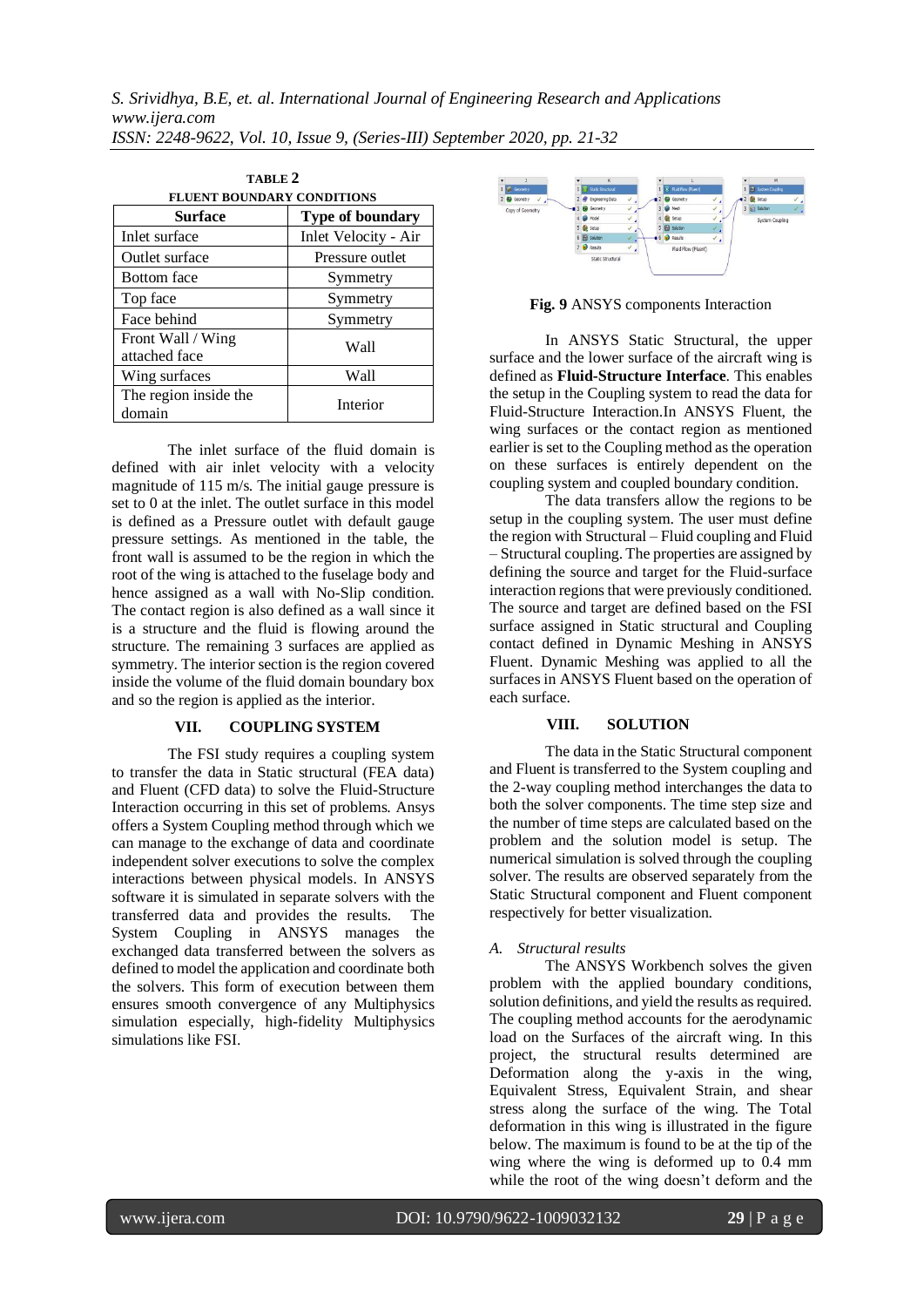**TABLE 2**
**FLUENT BOUNDARY CONDITIONS**

| Surface | Type of boundary |
|---|---|
| Inlet surface | Inlet Velocity - Air |
| Outlet surface | Pressure outlet |
| Bottom face | Symmetry |
| Top face | Symmetry |
| Face behind | Symmetry |
| Front Wall / Wing attached face | Wall |
| Wing surfaces | Wall |
| The region inside the domain | Interior |

The inlet surface of the fluid domain is defined with air inlet velocity with a velocity magnitude of 115 m/s. The initial gauge pressure is set to 0 at the inlet. The outlet surface in this model is defined as a Pressure outlet with default gauge pressure settings. As mentioned in the table, the front wall is assumed to be the region in which the root of the wing is attached to the fuselage body and hence assigned as a wall with No-Slip condition. The contact region is also defined as a wall since it is a structure and the fluid is flowing around the structure. The remaining 3 surfaces are applied as symmetry. The interior section is the region covered inside the volume of the fluid domain boundary box and so the region is applied as the interior.

## VII. COUPLING SYSTEM

The FSI study requires a coupling system to transfer the data in Static structural (FEA data) and Fluent (CFD data) to solve the Fluid-Structure Interaction occurring in this set of problems. Ansys offers a System Coupling method through which we can manage to the exchange of data and coordinate independent solver executions to solve the complex interactions between physical models. In ANSYS software it is simulated in separate solvers with the transferred data and provides the results. The System Coupling in ANSYS manages the exchanged data transferred between the solvers as defined to model the application and coordinate both the solvers. This form of execution between them ensures smooth convergence of any Multiphysics simulation especially, high-fidelity Multiphysics simulations like FSI.

**Fig. 9** ANSYS components Interaction

In ANSYS Static Structural, the upper surface and the lower surface of the aircraft wing is defined as **Fluid-Structure Interface**. This enables the setup in the Coupling system to read the data for Fluid-Structure Interaction.In ANSYS Fluent, the wing surfaces or the contact region as mentioned earlier is set to the Coupling method as the operation on these surfaces is entirely dependent on the coupling system and coupled boundary condition.

The data transfers allow the regions to be setup in the coupling system. The user must define the region with Structural – Fluid coupling and Fluid – Structural coupling. The properties are assigned by defining the source and target for the Fluid-surface interaction regions that were previously conditioned. The source and target are defined based on the FSI surface assigned in Static structural and Coupling contact defined in Dynamic Meshing in ANSYS Fluent. Dynamic Meshing was applied to all the surfaces in ANSYS Fluent based on the operation of each surface.

## VIII. SOLUTION

The data in the Static Structural component and Fluent is transferred to the System coupling and the 2-way coupling method interchanges the data to both the solver components. The time step size and the number of time steps are calculated based on the problem and the solution model is setup. The numerical simulation is solved through the coupling solver. The results are observed separately from the Static Structural component and Fluent component respectively for better visualization.

### *A. Structural results*

The ANSYS Workbench solves the given problem with the applied boundary conditions, solution definitions, and yield the results as required. The coupling method accounts for the aerodynamic load on the Surfaces of the aircraft wing. In this project, the structural results determined are Deformation along the y-axis in the wing, Equivalent Stress, Equivalent Strain, and shear stress along the surface of the wing. The Total deformation in this wing is illustrated in the figure below. The maximum is found to be at the tip of the wing where the wing is deformed up to 0.4 mm while the root of the wing doesn't deform and the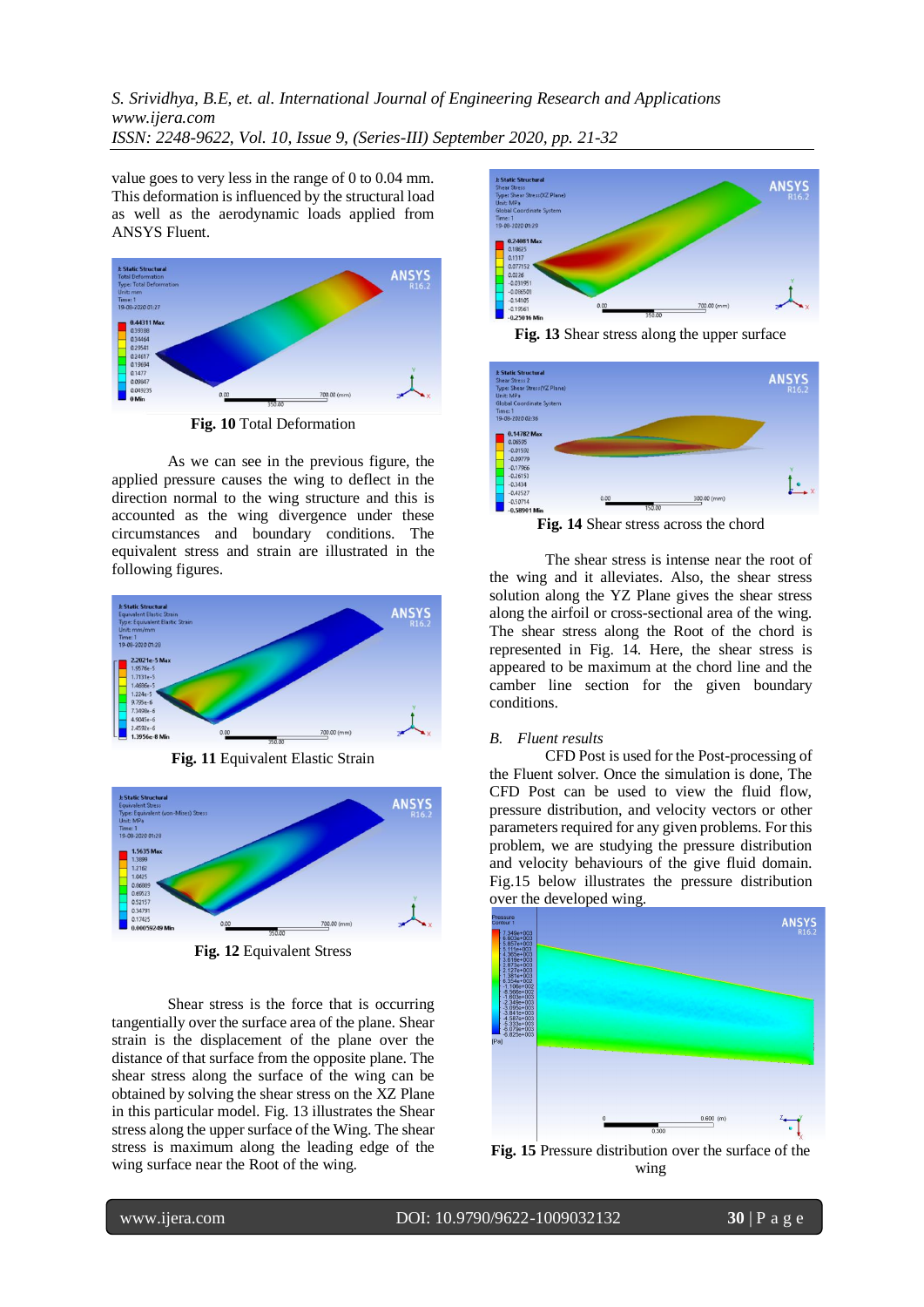value goes to very less in the range of 0 to 0.04 mm. This deformation is influenced by the structural load as well as the aerodynamic loads applied from ANSYS Fluent.

**Fig. 10** Total Deformation

As we can see in the previous figure, the applied pressure causes the wing to deflect in the direction normal to the wing structure and this is accounted as the wing divergence under these circumstances and boundary conditions. The equivalent stress and strain are illustrated in the following figures.

**Fig. 11** Equivalent Elastic Strain

**Fig. 12** Equivalent Stress

Shear stress is the force that is occurring tangentially over the surface area of the plane. Shear strain is the displacement of the plane over the distance of that surface from the opposite plane. The shear stress along the surface of the wing can be obtained by solving the shear stress on the XZ Plane in this particular model. Fig. 13 illustrates the Shear stress along the upper surface of the Wing. The shear stress is maximum along the leading edge of the wing surface near the Root of the wing.

**Fig. 13** Shear stress along the upper surface

**Fig. 14** Shear stress across the chord

The shear stress is intense near the root of the wing and it alleviates. Also, the shear stress solution along the YZ Plane gives the shear stress along the airfoil or cross-sectional area of the wing. The shear stress along the Root of the chord is represented in Fig. 14. Here, the shear stress is appeared to be maximum at the chord line and the camber line section for the given boundary conditions.

### B. *Fluent results*

CFD Post is used for the Post-processing of the Fluent solver. Once the simulation is done, The CFD Post can be used to view the fluid flow, pressure distribution, and velocity vectors or other parameters required for any given problems. For this problem, we are studying the pressure distribution and velocity behaviours of the give fluid domain. Fig.15 below illustrates the pressure distribution over the developed wing.

**Fig. 15** Pressure distribution over the surface of the wing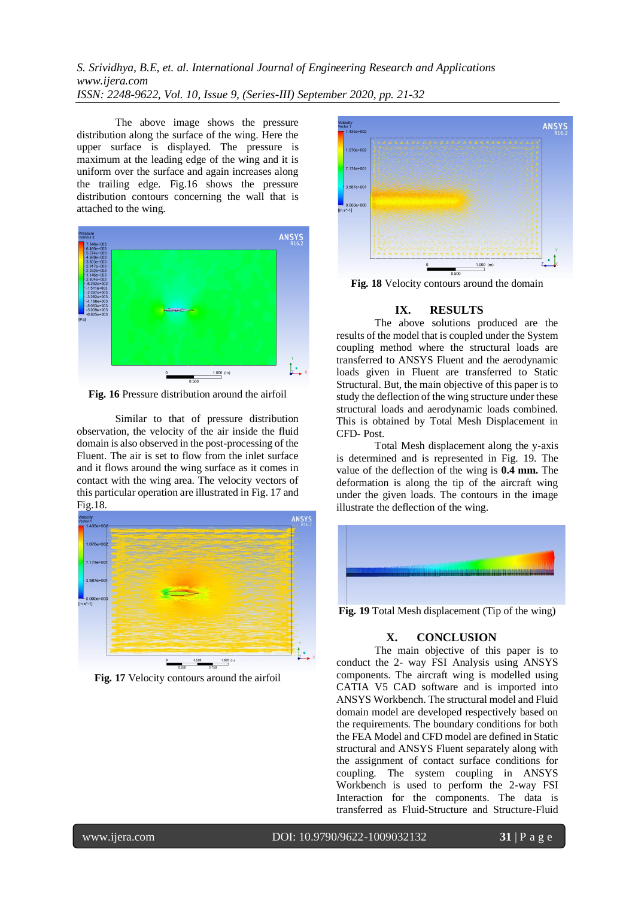The above image shows the pressure distribution along the surface of the wing. Here the upper surface is displayed. The pressure is maximum at the leading edge of the wing and it is uniform over the surface and again increases along the trailing edge. Fig.16 shows the pressure distribution contours concerning the wall that is attached to the wing.

**Fig. 16** Pressure distribution around the airfoil

Similar to that of pressure distribution observation, the velocity of the air inside the fluid domain is also observed in the post-processing of the Fluent. The air is set to flow from the inlet surface and it flows around the wing surface as it comes in contact with the wing area. The velocity vectors of this particular operation are illustrated in Fig. 17 and Fig.18.

**Fig. 17** Velocity contours around the airfoil

**Fig. 18** Velocity contours around the domain

## IX. RESULTS

The above solutions produced are the results of the model that is coupled under the System coupling method where the structural loads are transferred to ANSYS Fluent and the aerodynamic loads given in Fluent are transferred to Static Structural. But, the main objective of this paper is to study the deflection of the wing structure under these structural loads and aerodynamic loads combined. This is obtained by Total Mesh Displacement in CFD- Post.

Total Mesh displacement along the y-axis is determined and is represented in Fig. 19. The value of the deflection of the wing is **0.4 mm.** The deformation is along the tip of the aircraft wing under the given loads. The contours in the image illustrate the deflection of the wing.

**Fig. 19** Total Mesh displacement (Tip of the wing)

## X. CONCLUSION

The main objective of this paper is to conduct the 2- way FSI Analysis using ANSYS components. The aircraft wing is modelled using CATIA V5 CAD software and is imported into ANSYS Workbench. The structural model and Fluid domain model are developed respectively based on the requirements. The boundary conditions for both the FEA Model and CFD model are defined in Static structural and ANSYS Fluent separately along with the assignment of contact surface conditions for coupling. The system coupling in ANSYS Workbench is used to perform the 2-way FSI Interaction for the components. The data is transferred as Fluid-Structure and Structure-Fluid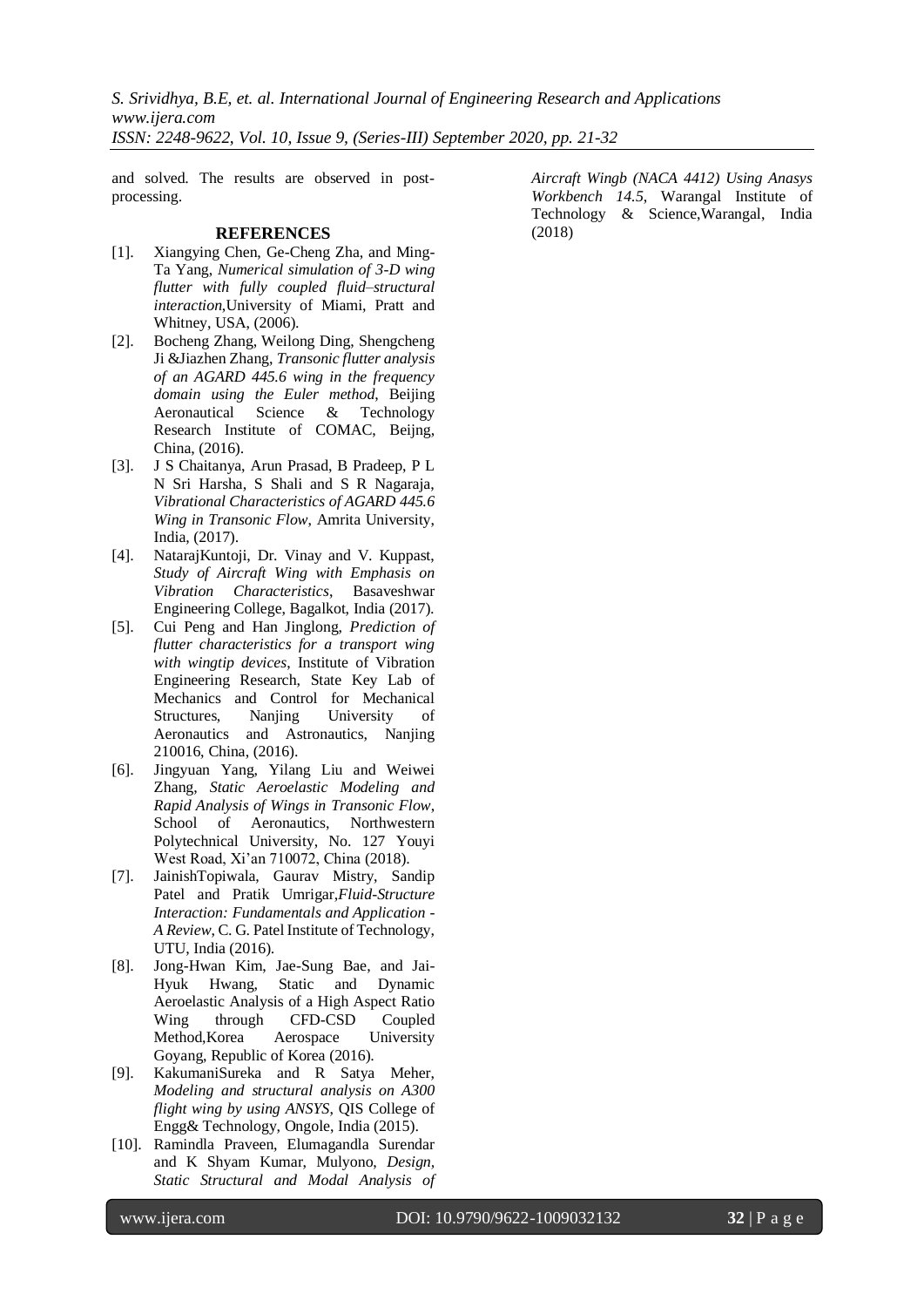and solved. The results are observed in post-processing.

## REFERENCES

[1]. Xiangying Chen, Ge-Cheng Zha, and Ming-Ta Yang, *Numerical simulation of 3-D wing flutter with fully coupled fluid–structural interaction*,University of Miami, Pratt and Whitney, USA, (2006).

[2]. Bocheng Zhang, Weilong Ding, Shengcheng Ji &Jiazhen Zhang, *Transonic flutter analysis of an AGARD 445.6 wing in the frequency domain using the Euler method*, Beijing Aeronautical Science & Technology Research Institute of COMAC, Beijng, China, (2016).

[3]. J S Chaitanya, Arun Prasad, B Pradeep, P L N Sri Harsha, S Shali and S R Nagaraja, *Vibrational Characteristics of AGARD 445.6 Wing in Transonic Flow*, Amrita University, India, (2017).

[4]. NatarajKuntoji, Dr. Vinay and V. Kuppast, *Study of Aircraft Wing with Emphasis on Vibration Characteristics*, Basaveshwar Engineering College, Bagalkot, India (2017).

[5]. Cui Peng and Han Jinglong, *Prediction of flutter characteristics for a transport wing with wingtip devices*, Institute of Vibration Engineering Research, State Key Lab of Mechanics and Control for Mechanical Structures, Nanjing University of Aeronautics and Astronautics, Nanjing 210016, China, (2016).

[6]. Jingyuan Yang, Yilang Liu and Weiwei Zhang, *Static Aeroelastic Modeling and Rapid Analysis of Wings in Transonic Flow*, School of Aeronautics, Northwestern Polytechnical University, No. 127 Youyi West Road, Xi'an 710072, China (2018).

[7]. JainishTopiwala, Gaurav Mistry, Sandip Patel and Pratik Umrigar,*Fluid-Structure Interaction: Fundamentals and Application - A Review*, C. G. Patel Institute of Technology, UTU, India (2016).

[8]. Jong-Hwan Kim, Jae-Sung Bae, and Jai-Hyuk Hwang, Static and Dynamic Aeroelastic Analysis of a High Aspect Ratio Wing through CFD-CSD Coupled Method,Korea Aerospace University Goyang, Republic of Korea (2016).

[9]. KakumaniSureka and R Satya Meher, *Modeling and structural analysis on A300 flight wing by using ANSYS*, QIS College of Engg& Technology, Ongole, India (2015).

[10]. Ramindla Praveen, Elumagandla Surendar and K Shyam Kumar, Mulyono, *Design, Static Structural and Modal Analysis of Aircraft Wingb (NACA 4412) Using Anasys Workbench 14.5*, Warangal Institute of Technology & Science,Warangal, India (2018)